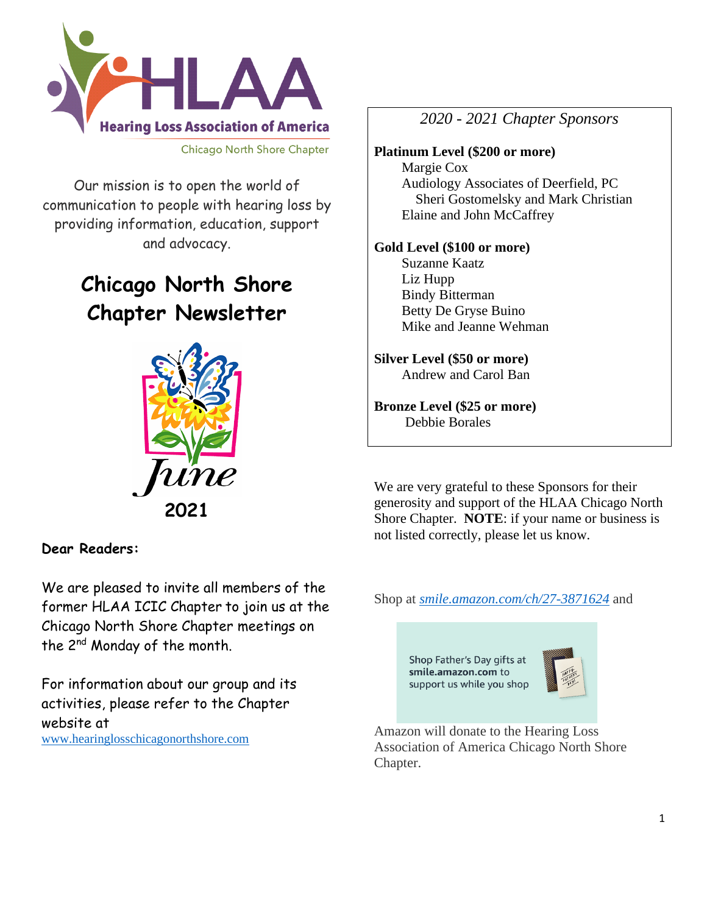Hearing Loss Association of America

Chicago North Shore Chapter

Our mission is to open the world of communication to people with hearing loss by providing information, education, support and advocacy.

# Chicago North Shore Chapter Newsletter

June 2021

**Dear Readers:**

We are pleased to invite all members of the former HLAA ICIC Chapter to join us at the Chicago North Shore Chapter meetings on the 2nd Monday of the month.

For information about our group and its activities, please refer to the Chapter website at [www.hearinglosschicagonorthshore.com](http://www.hearinglosschicagonorthshore.com)

*2020 - 2021 Chapter Sponsors*

**Platinum Level ($200 or more)**
- Margie Cox
- Audiology Associates of Deerfield, PC
  - Sheri Gostomelsky and Mark Christian
- Elaine and John McCaffrey

**Gold Level ($100 or more)**
- Suzanne Kaatz
- Liz Hupp
- Bindy Bitterman
- Betty De Gryse Buino
- Mike and Jeanne Wehman

**Silver Level ($50 or more)**
- Andrew and Carol Ban

**Bronze Level ($25 or more)**
- Debbie Borales

We are very grateful to these Sponsors for their generosity and support of the HLAA Chicago North Shore Chapter. **NOTE**: if your name or business is not listed correctly, please let us know.

Shop at *[smile.amazon.com/ch/27-3871624](https://smile.amazon.com/ch/27-3871624)* and

Shop Father's Day gifts at **smile.amazon.com** to support us while you shop

Amazon will donate to the Hearing Loss Association of America Chicago North Shore Chapter.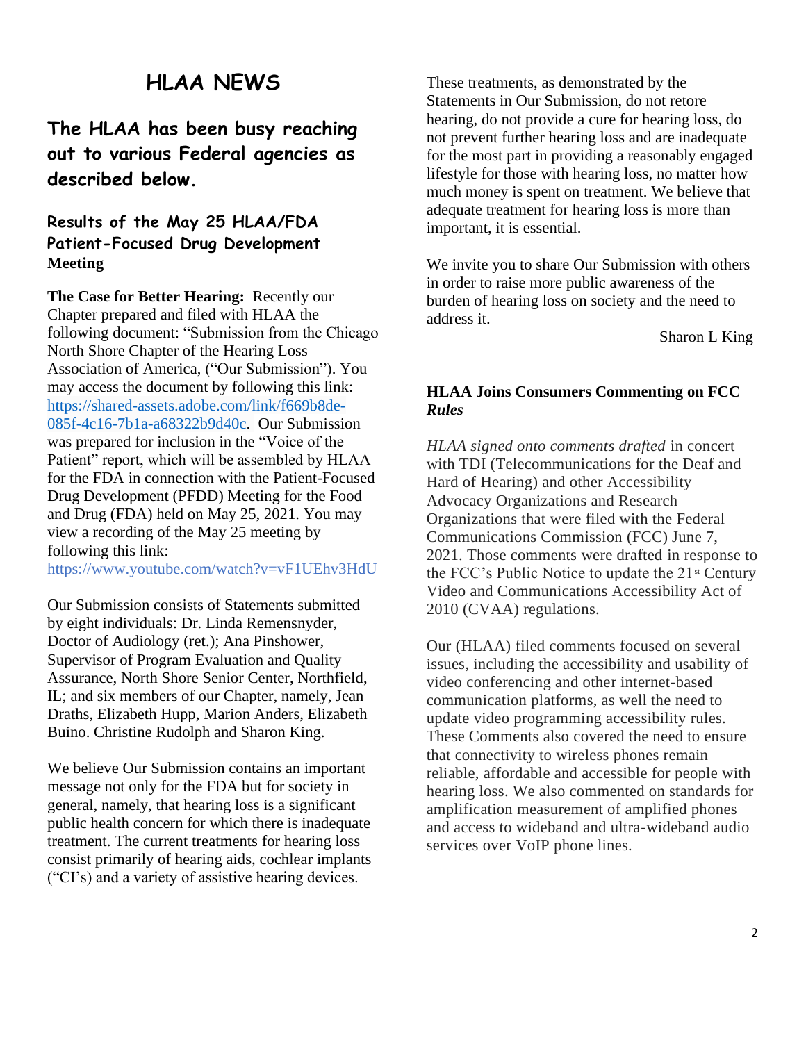# HLAA NEWS

## The HLAA has been busy reaching out to various Federal agencies as described below.

### Results of the May 25 HLAA/FDA Patient-Focused Drug Development Meeting

**The Case for Better Hearing:** Recently our Chapter prepared and filed with HLAA the following document: "Submission from the Chicago North Shore Chapter of the Hearing Loss Association of America, ("Our Submission"). You may access the document by following this link: https://shared-assets.adobe.com/link/f669b8de-085f-4c16-7b1a-a68322b9d40c. Our Submission was prepared for inclusion in the "Voice of the Patient" report, which will be assembled by HLAA for the FDA in connection with the Patient-Focused Drug Development (PFDD) Meeting for the Food and Drug (FDA) held on May 25, 2021. You may view a recording of the May 25 meeting by following this link: https://www.youtube.com/watch?v=vF1UEhv3HdU

Our Submission consists of Statements submitted by eight individuals: Dr. Linda Remensnyder, Doctor of Audiology (ret.); Ana Pinshower, Supervisor of Program Evaluation and Quality Assurance, North Shore Senior Center, Northfield, IL; and six members of our Chapter, namely, Jean Draths, Elizabeth Hupp, Marion Anders, Elizabeth Buino. Christine Rudolph and Sharon King.

We believe Our Submission contains an important message not only for the FDA but for society in general, namely, that hearing loss is a significant public health concern for which there is inadequate treatment. The current treatments for hearing loss consist primarily of hearing aids, cochlear implants ("CI's) and a variety of assistive hearing devices. These treatments, as demonstrated by the Statements in Our Submission, do not retore hearing, do not provide a cure for hearing loss, do not prevent further hearing loss and are inadequate for the most part in providing a reasonably engaged lifestyle for those with hearing loss, no matter how much money is spent on treatment. We believe that adequate treatment for hearing loss is more than important, it is essential.

We invite you to share Our Submission with others in order to raise more public awareness of the burden of hearing loss on society and the need to address it.

Sharon L King

### HLAA Joins Consumers Commenting on FCC *Rules*

*HLAA signed onto comments drafted* in concert with TDI (Telecommunications for the Deaf and Hard of Hearing) and other Accessibility Advocacy Organizations and Research Organizations that were filed with the Federal Communications Commission (FCC) June 7, 2021. Those comments were drafted in response to the FCC's Public Notice to update the 21st Century Video and Communications Accessibility Act of 2010 (CVAA) regulations.

Our (HLAA) filed comments focused on several issues, including the accessibility and usability of video conferencing and other internet-based communication platforms, as well the need to update video programming accessibility rules. These Comments also covered the need to ensure that connectivity to wireless phones remain reliable, affordable and accessible for people with hearing loss. We also commented on standards for amplification measurement of amplified phones and access to wideband and ultra-wideband audio services over VoIP phone lines.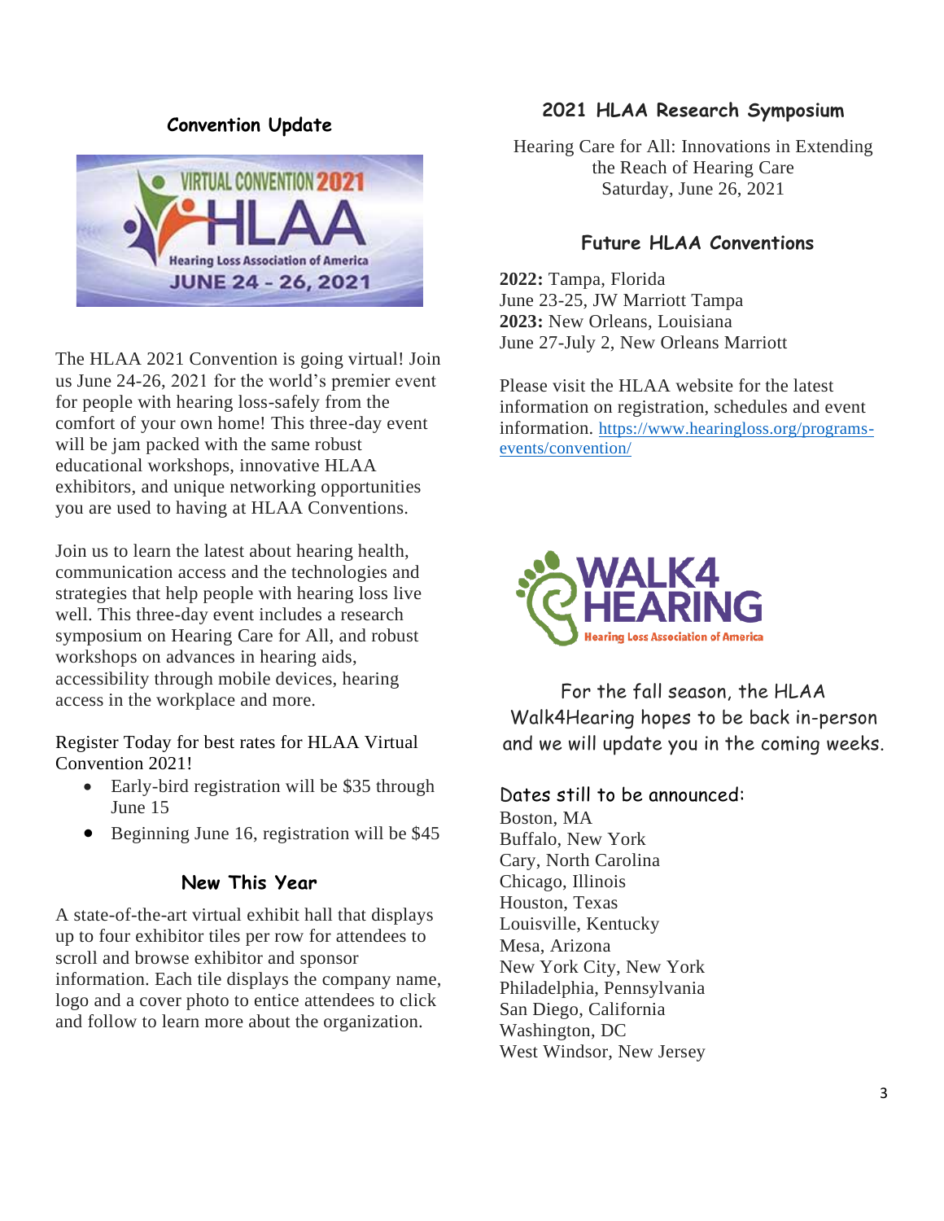## Convention Update

The HLAA 2021 Convention is going virtual! Join us June 24-26, 2021 for the world's premier event for people with hearing loss-safely from the comfort of your own home! This three-day event will be jam packed with the same robust educational workshops, innovative HLAA exhibitors, and unique networking opportunities you are used to having at HLAA Conventions.

Join us to learn the latest about hearing health, communication access and the technologies and strategies that help people with hearing loss live well. This three-day event includes a research symposium on Hearing Care for All, and robust workshops on advances in hearing aids, accessibility through mobile devices, hearing access in the workplace and more.

Register Today for best rates for HLAA Virtual Convention 2021!

- Early-bird registration will be $35 through June 15
- Beginning June 16, registration will be $45

## New This Year

A state-of-the-art virtual exhibit hall that displays up to four exhibitor tiles per row for attendees to scroll and browse exhibitor and sponsor information. Each tile displays the company name, logo and a cover photo to entice attendees to click and follow to learn more about the organization.

## 2021 HLAA Research Symposium

Hearing Care for All: Innovations in Extending the Reach of Hearing Care
Saturday, June 26, 2021

## Future HLAA Conventions

**2022:** Tampa, Florida
June 23-25, JW Marriott Tampa
**2023:** New Orleans, Louisiana
June 27-July 2, New Orleans Marriott

Please visit the HLAA website for the latest information on registration, schedules and event information. https://www.hearingloss.org/programs-events/convention/

For the fall season, the HLAA Walk4Hearing hopes to be back in-person and we will update you in the coming weeks.

Dates still to be announced:
Boston, MA
Buffalo, New York
Cary, North Carolina
Chicago, Illinois
Houston, Texas
Louisville, Kentucky
Mesa, Arizona
New York City, New York
Philadelphia, Pennsylvania
San Diego, California
Washington, DC
West Windsor, New Jersey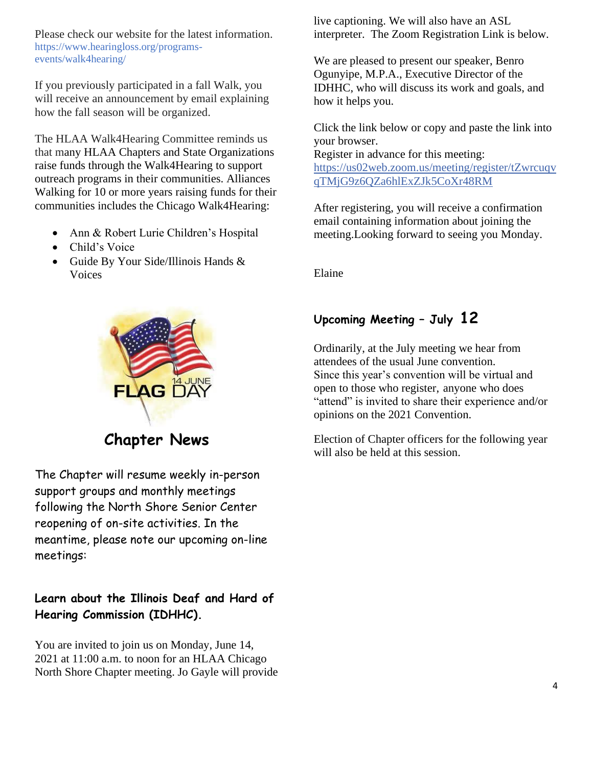Please check our website for the latest information. https://www.hearingloss.org/programs-events/walk4hearing/

If you previously participated in a fall Walk, you will receive an announcement by email explaining how the fall season will be organized.

The HLAA Walk4Hearing Committee reminds us that many HLAA Chapters and State Organizations raise funds through the Walk4Hearing to support outreach programs in their communities. Alliances Walking for 10 or more years raising funds for their communities includes the Chicago Walk4Hearing:

- Ann & Robert Lurie Children's Hospital
- Child's Voice
- Guide By Your Side/Illinois Hands & Voices

## Chapter News

The Chapter will resume weekly in-person support groups and monthly meetings following the North Shore Senior Center reopening of on-site activities. In the meantime, please note our upcoming on-line meetings:

### Learn about the Illinois Deaf and Hard of Hearing Commission (IDHHC).

You are invited to join us on Monday, June 14, 2021 at 11:00 a.m. to noon for an HLAA Chicago North Shore Chapter meeting. Jo Gayle will provide live captioning. We will also have an ASL interpreter. The Zoom Registration Link is below.

We are pleased to present our speaker, Benro Ogunyipe, M.P.A., Executive Director of the IDHHC, who will discuss its work and goals, and how it helps you.

Click the link below or copy and paste the link into your browser.
Register in advance for this meeting:
https://us02web.zoom.us/meeting/register/tZwrcuqvqTMjG9z6QZa6hlExZJk5CoXr48RM

After registering, you will receive a confirmation email containing information about joining the meeting.Looking forward to seeing you Monday.

Elaine

### Upcoming Meeting – July 12

Ordinarily, at the July meeting we hear from attendees of the usual June convention. Since this year's convention will be virtual and open to those who register, anyone who does "attend" is invited to share their experience and/or opinions on the 2021 Convention.

Election of Chapter officers for the following year will also be held at this session.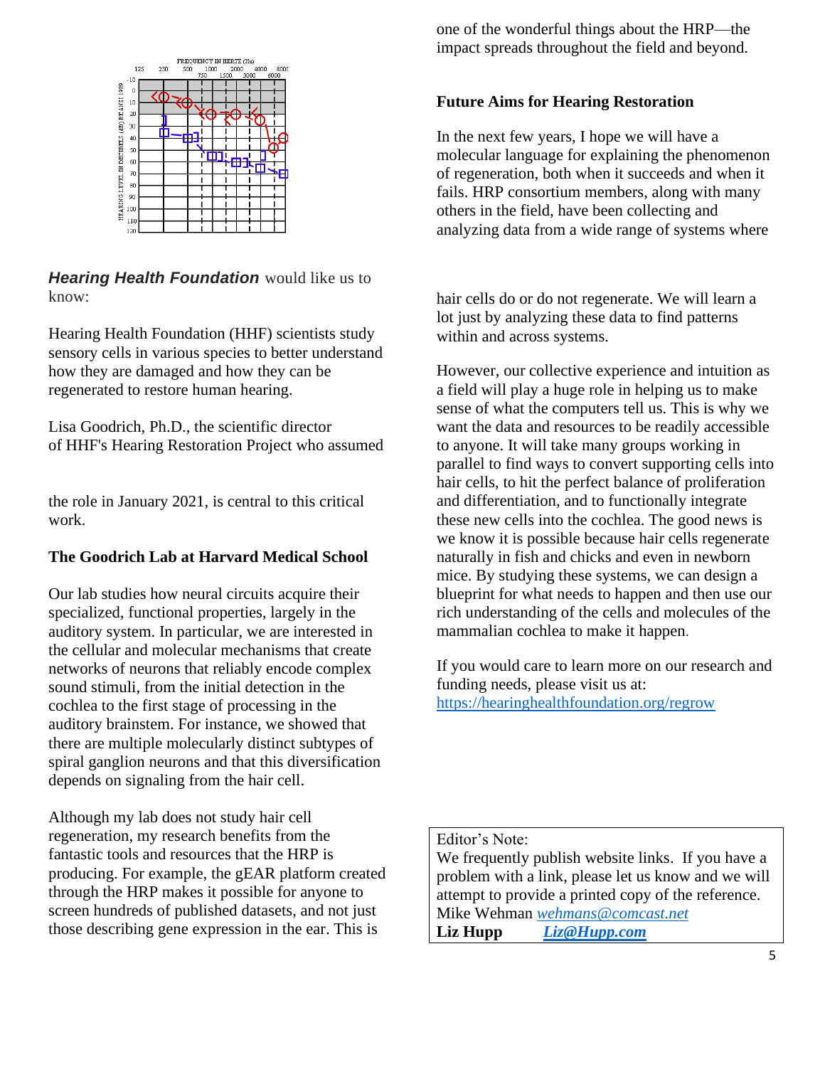FREQUENCY IN HERTZ (Hz)

125 250 500 1000 2000 4000 8000

750 1500 3000 6000

HEARING LEVEL IN DECIBELS (dB) RE ANSI 1969

-10 0 10 20 30 40 50 60 70 80 90 100 110 120

***Hearing Health Foundation*** would like us to know:

Hearing Health Foundation (HHF) scientists study sensory cells in various species to better understand how they are damaged and how they can be regenerated to restore human hearing.

Lisa Goodrich, Ph.D., the scientific director of HHF's Hearing Restoration Project who assumed the role in January 2021, is central to this critical work.

**The Goodrich Lab at Harvard Medical School**

Our lab studies how neural circuits acquire their specialized, functional properties, largely in the auditory system. In particular, we are interested in the cellular and molecular mechanisms that create networks of neurons that reliably encode complex sound stimuli, from the initial detection in the cochlea to the first stage of processing in the auditory brainstem. For instance, we showed that there are multiple molecularly distinct subtypes of spiral ganglion neurons and that this diversification depends on signaling from the hair cell.

Although my lab does not study hair cell regeneration, my research benefits from the fantastic tools and resources that the HRP is producing. For example, the gEAR platform created through the HRP makes it possible for anyone to screen hundreds of published datasets, and not just those describing gene expression in the ear. This is one of the wonderful things about the HRP—the impact spreads throughout the field and beyond.

**Future Aims for Hearing Restoration**

In the next few years, I hope we will have a molecular language for explaining the phenomenon of regeneration, both when it succeeds and when it fails. HRP consortium members, along with many others in the field, have been collecting and analyzing data from a wide range of systems where hair cells do or do not regenerate. We will learn a lot just by analyzing these data to find patterns within and across systems.

However, our collective experience and intuition as a field will play a huge role in helping us to make sense of what the computers tell us. This is why we want the data and resources to be readily accessible to anyone. It will take many groups working in parallel to find ways to convert supporting cells into hair cells, to hit the perfect balance of proliferation and differentiation, and to functionally integrate these new cells into the cochlea. The good news is we know it is possible because hair cells regenerate naturally in fish and chicks and even in newborn mice. By studying these systems, we can design a blueprint for what needs to happen and then use our rich understanding of the cells and molecules of the mammalian cochlea to make it happen.

If you would care to learn more on our research and funding needs, please visit us at:
https://hearinghealthfoundation.org/regrow

Editor's Note:
We frequently publish website links. If you have a problem with a link, please let us know and we will attempt to provide a printed copy of the reference.
Mike Wehman *wehmans@comcast.net*
**Liz Hupp** ***Liz@Hupp.com***